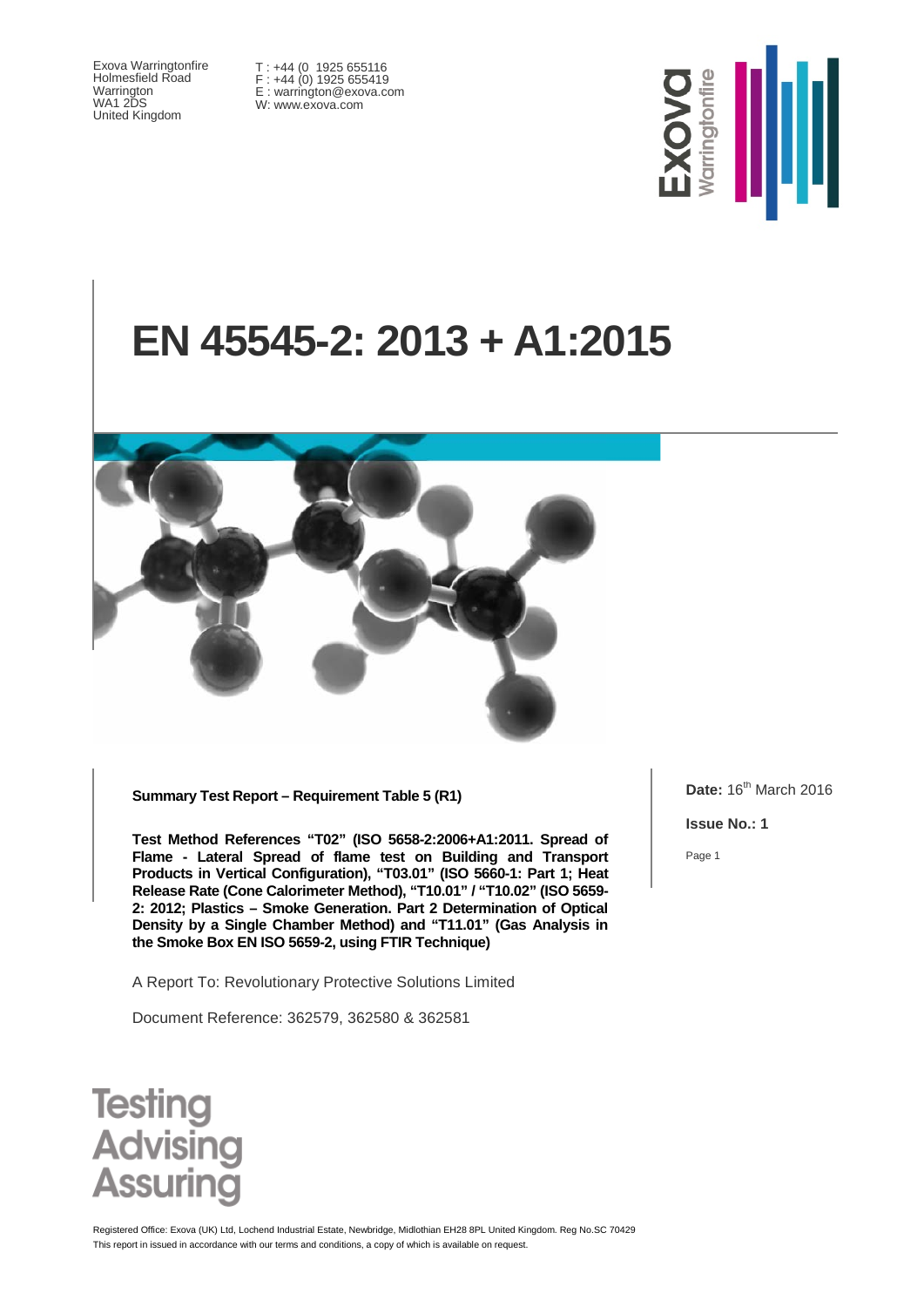Exova Warringtonfire
Holmesfield Road
Warrington
WA1 2DS
United Kingdom

T : +44 (0 1925 655116
F : +44 (0) 1925 655419
E : warrington@exova.com
W: www.exova.com

# EN 45545-2: 2013 + A1:2015

**Summary Test Report – Requirement Table 5 (R1)**

**Test Method References "T02" (ISO 5658-2:2006+A1:2011. Spread of Flame - Lateral Spread of flame test on Building and Transport Products in Vertical Configuration), "T03.01" (ISO 5660-1: Part 1; Heat Release Rate (Cone Calorimeter Method), "T10.01" / "T10.02" (ISO 5659-2: 2012; Plastics – Smoke Generation. Part 2 Determination of Optical Density by a Single Chamber Method) and "T11.01" (Gas Analysis in the Smoke Box EN ISO 5659-2, using FTIR Technique)**

A Report To: Revolutionary Protective Solutions Limited

Document Reference: 362579, 362580 & 362581

**Date:** 16th March 2016

**Issue No.: 1**

Testing
Advising
Assuring

Registered Office: Exova (UK) Ltd, Lochend Industrial Estate, Newbridge, Midlothian EH28 8PL United Kingdom. Reg No.SC 70429
This report in issued in accordance with our terms and conditions, a copy of which is available on request.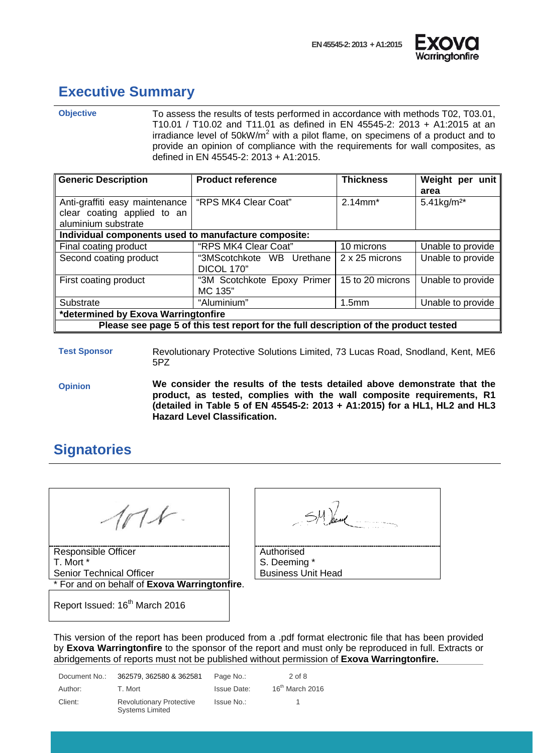## Executive Summary

**Objective**

To assess the results of tests performed in accordance with methods T02, T03.01, T10.01 / T10.02 and T11.01 as defined in EN 45545-2: 2013 + A1:2015 at an irradiance level of 50kW/m$^2$ with a pilot flame, on specimens of a product and to provide an opinion of compliance with the requirements for wall composites, as defined in EN 45545-2: 2013 + A1:2015.

| Generic Description | Product reference | Thickness | Weight per unit area |
|---|---|---|---|
| Anti-graffiti easy maintenance clear coating applied to an aluminium substrate | "RPS MK4 Clear Coat" | 2.14mm* | 5.41kg/m$^2$* |
| **Individual components used to manufacture composite:** | | | |
| Final coating product | "RPS MK4 Clear Coat" | 10 microns | Unable to provide |
| Second coating product | "3MScotchkote WB Urethane DICOL 170" | 2 x 25 microns | Unable to provide |
| First coating product | "3M Scotchkote Epoxy Primer MC 135" | 15 to 20 microns | Unable to provide |
| Substrate | "Aluminium" | 1.5mm | Unable to provide |
| ***determined by Exova Warringtonfire** | | | |
| **Please see page 5 of this test report for the full description of the product tested** | | | |

**Test Sponsor**

Revolutionary Protective Solutions Limited, 73 Lucas Road, Snodland, Kent, ME6 5PZ

**Opinion**

**We consider the results of the tests detailed above demonstrate that the product, as tested, complies with the wall composite requirements, R1 (detailed in Table 5 of EN 45545-2: 2013 + A1:2015) for a HL1, HL2 and HL3 Hazard Level Classification.**

## Signatories

Responsible Officer
T. Mort *
Senior Technical Officer

Authorised
S. Deeming *
Business Unit Head

* For and on behalf of **Exova Warringtonfire**.

Report Issued: 16th March 2016

This version of the report has been produced from a .pdf format electronic file that has been provided by **Exova Warringtonfire** to the sponsor of the report and must only be reproduced in full. Extracts or abridgements of reports must not be published without permission of **Exova Warringtonfire.**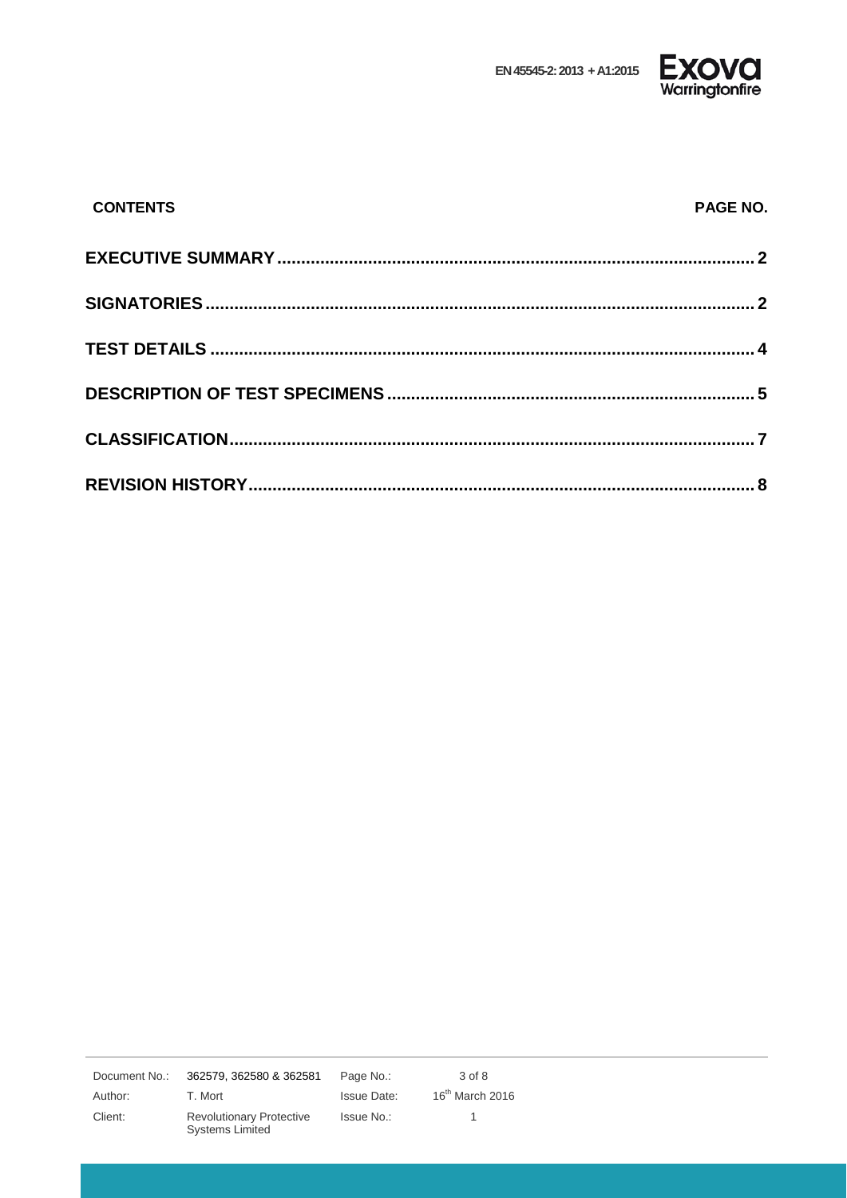**CONTENTS** **PAGE NO.**

| CONTENTS | PAGE NO. |
| --- | --- |
| **EXECUTIVE SUMMARY** | **2** |
| **SIGNATORIES** | **2** |
| **TEST DETAILS** | **4** |
| **DESCRIPTION OF TEST SPECIMENS** | **5** |
| **CLASSIFICATION** | **7** |
| **REVISION HISTORY** | **8** |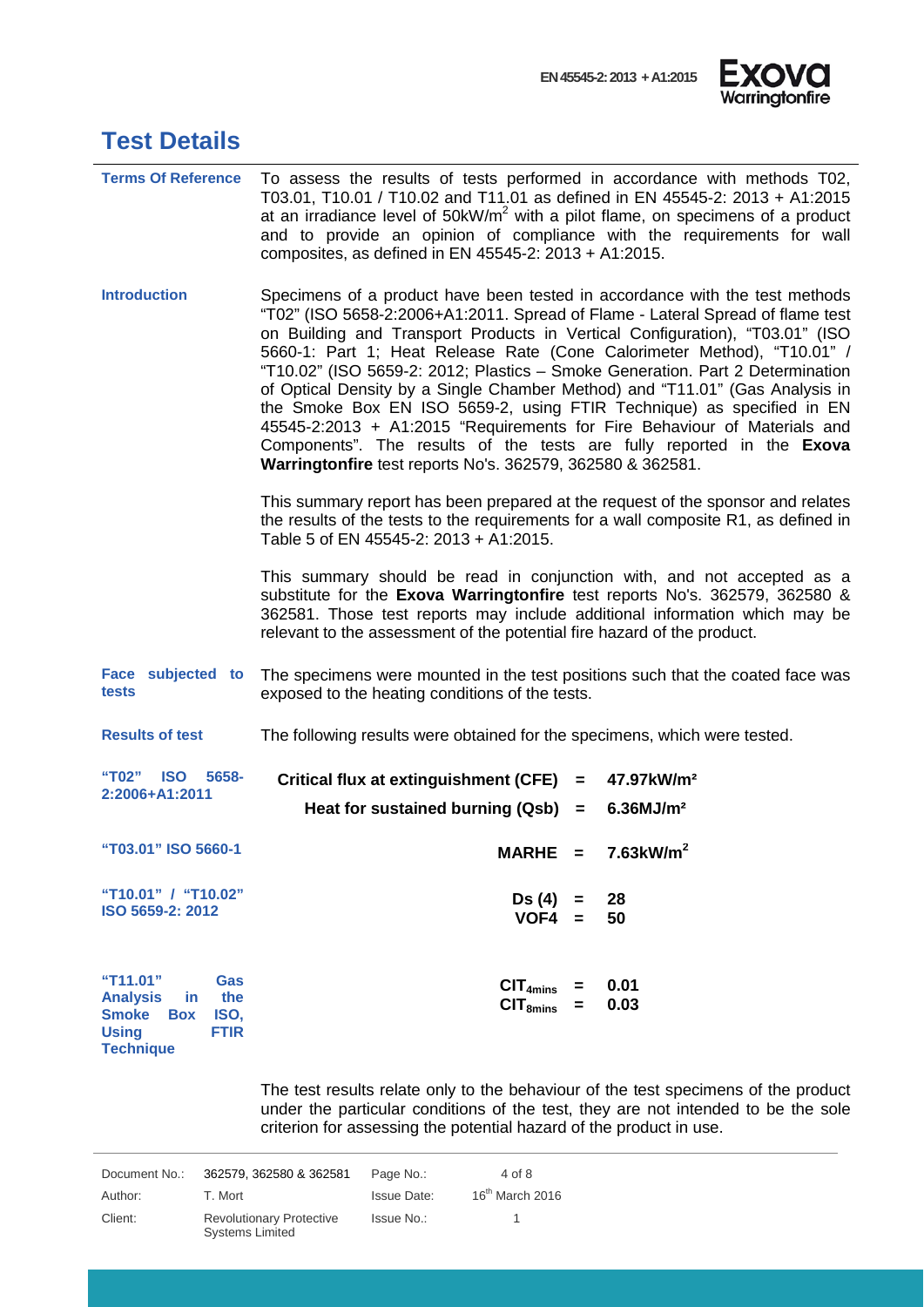# Test Details

**Terms Of Reference**

To assess the results of tests performed in accordance with methods T02, T03.01, T10.01 / T10.02 and T11.01 as defined in EN 45545-2: 2013 + A1:2015 at an irradiance level of 50kW/m$^2$ with a pilot flame, on specimens of a product and to provide an opinion of compliance with the requirements for wall composites, as defined in EN 45545-2: 2013 + A1:2015.

**Introduction**

Specimens of a product have been tested in accordance with the test methods "T02" (ISO 5658-2:2006+A1:2011. Spread of Flame - Lateral Spread of flame test on Building and Transport Products in Vertical Configuration), "T03.01" (ISO 5660-1: Part 1; Heat Release Rate (Cone Calorimeter Method), "T10.01" / "T10.02" (ISO 5659-2: 2012; Plastics – Smoke Generation. Part 2 Determination of Optical Density by a Single Chamber Method) and "T11.01" (Gas Analysis in the Smoke Box EN ISO 5659-2, using FTIR Technique) as specified in EN 45545-2:2013 + A1:2015 "Requirements for Fire Behaviour of Materials and Components". The results of the tests are fully reported in the **Exova Warringtonfire** test reports No's. 362579, 362580 & 362581.

This summary report has been prepared at the request of the sponsor and relates the results of the tests to the requirements for a wall composite R1, as defined in Table 5 of EN 45545-2: 2013 + A1:2015.

This summary should be read in conjunction with, and not accepted as a substitute for the **Exova Warringtonfire** test reports No's. 362579, 362580 & 362581. Those test reports may include additional information which may be relevant to the assessment of the potential fire hazard of the product.

**Face subjected to tests**

The specimens were mounted in the test positions such that the coated face was exposed to the heating conditions of the tests.

**Results of test**

The following results were obtained for the specimens, which were tested.

| Test | Parameter | | Result |
|---|---|---|---|
| "T02" ISO 5658-2:2006+A1:2011 | **Critical flux at extinguishment (CFE)** | **=** | **47.97kW/m²** |
| | **Heat for sustained burning (Qsb)** | **=** | **6.36MJ/m²** |
| "T03.01" ISO 5660-1 | **MARHE** | **=** | **7.63kW/m$^2$** |
| "T10.01" / "T10.02" ISO 5659-2: 2012 | **Ds (4)** | **=** | **28** |
| | **VOF4** | **=** | **50** |
| "T11.01" Gas Analysis in the Smoke Box ISO, Using FTIR Technique | **$CIT_{4mins}$** | **=** | **0.01** |
| | **$CIT_{8mins}$** | **=** | **0.03** |

The test results relate only to the behaviour of the test specimens of the product under the particular conditions of the test, they are not intended to be the sole criterion for assessing the potential hazard of the product in use.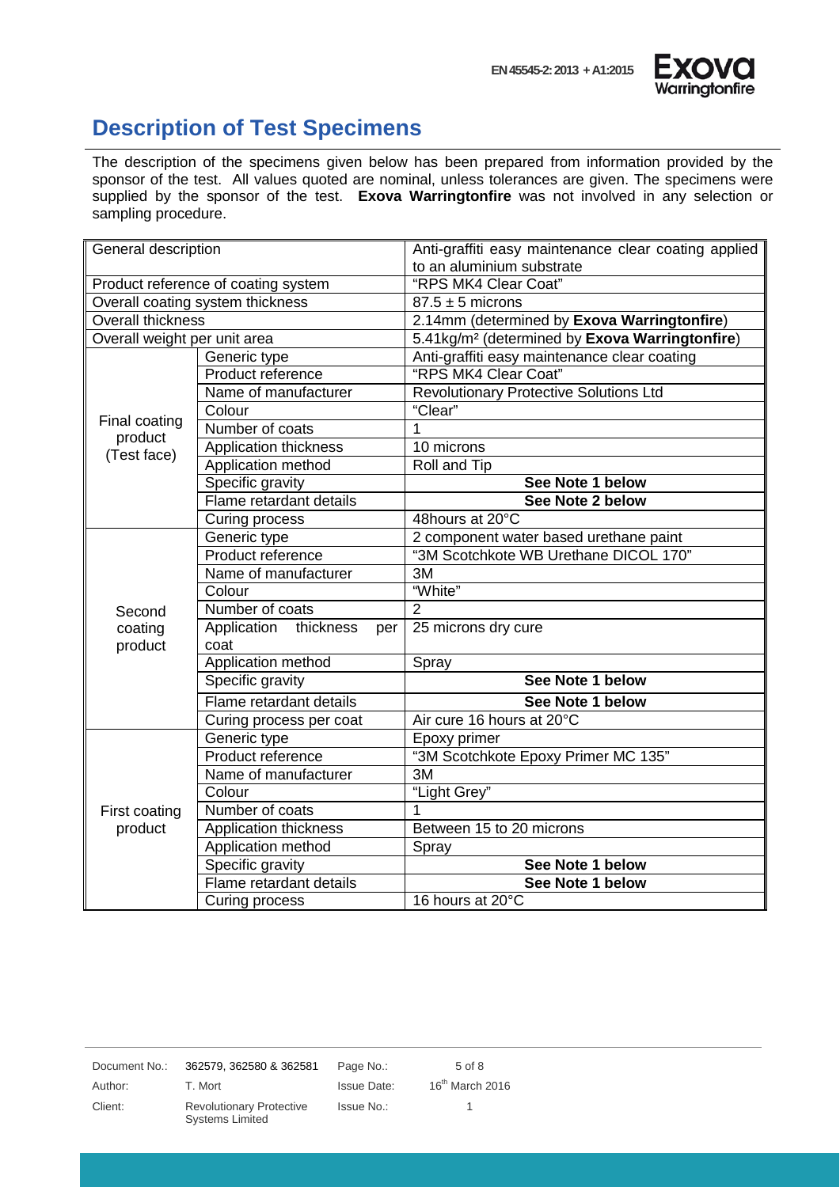## Description of Test Specimens

The description of the specimens given below has been prepared from information provided by the sponsor of the test. All values quoted are nominal, unless tolerances are given. The specimens were supplied by the sponsor of the test. **Exova Warringtonfire** was not involved in any selection or sampling procedure.

| General description | | Anti-graffiti easy maintenance clear coating applied to an aluminium substrate |
|---|---|---|
| Product reference of coating system | | "RPS MK4 Clear Coat" |
| Overall coating system thickness | | 87.5 ± 5 microns |
| Overall thickness | | 2.14mm (determined by **Exova Warringtonfire**) |
| Overall weight per unit area | | 5.41kg/m² (determined by **Exova Warringtonfire**) |
| Final coating product (Test face) | Generic type | Anti-graffiti easy maintenance clear coating |
| | Product reference | "RPS MK4 Clear Coat" |
| | Name of manufacturer | Revolutionary Protective Solutions Ltd |
| | Colour | "Clear" |
| | Number of coats | 1 |
| | Application thickness | 10 microns |
| | Application method | Roll and Tip |
| | Specific gravity | **See Note 1 below** |
| | Flame retardant details | **See Note 2 below** |
| | Curing process | 48hours at 20°C |
| Second coating product | Generic type | 2 component water based urethane paint |
| | Product reference | "3M Scotchkote WB Urethane DICOL 170" |
| | Name of manufacturer | 3M |
| | Colour | "White" |
| | Number of coats | 2 |
| | Application thickness per coat | 25 microns dry cure |
| | Application method | Spray |
| | Specific gravity | **See Note 1 below** |
| | Flame retardant details | **See Note 1 below** |
| | Curing process per coat | Air cure 16 hours at 20°C |
| First coating product | Generic type | Epoxy primer |
| | Product reference | "3M Scotchkote Epoxy Primer MC 135" |
| | Name of manufacturer | 3M |
| | Colour | "Light Grey" |
| | Number of coats | 1 |
| | Application thickness | Between 15 to 20 microns |
| | Application method | Spray |
| | Specific gravity | **See Note 1 below** |
| | Flame retardant details | **See Note 1 below** |
| | Curing process | 16 hours at 20°C |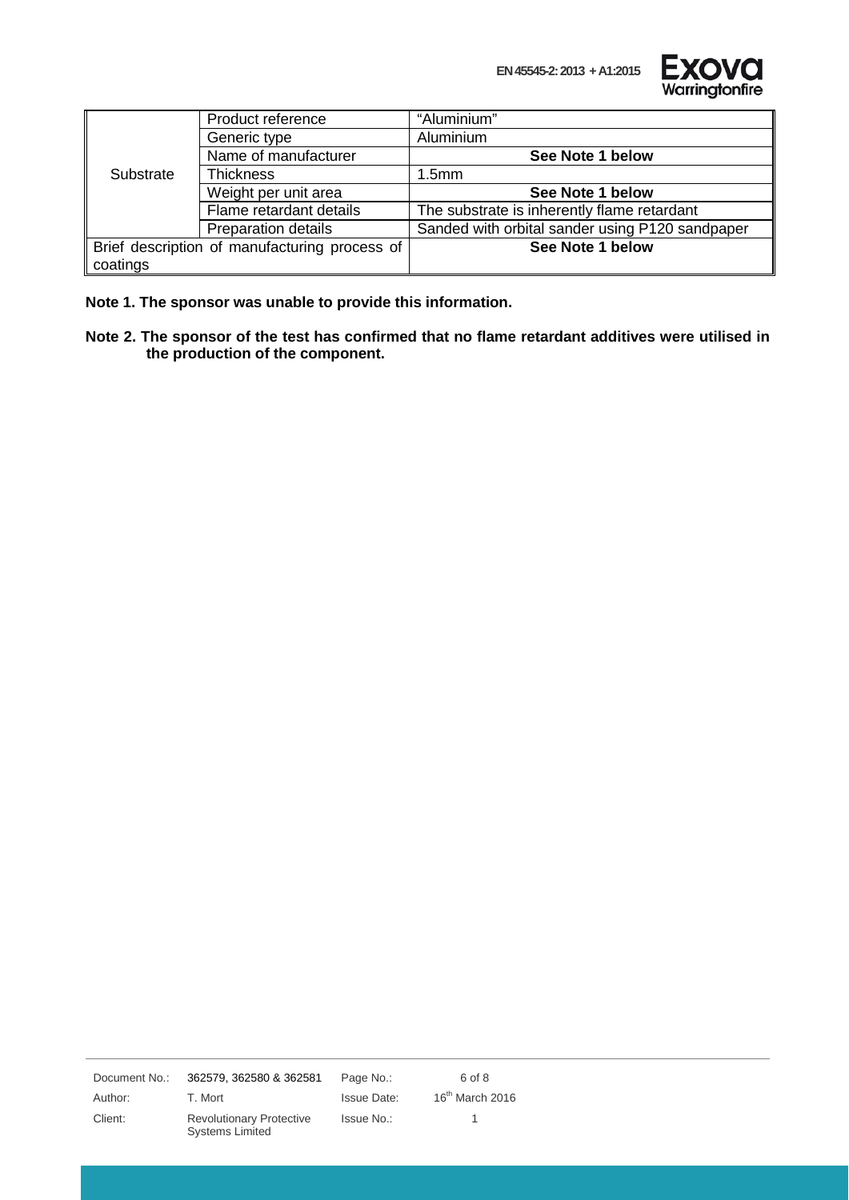| | | |
|---|---|---|
| Substrate | Product reference | "Aluminium" |
| | Generic type | Aluminium |
| | Name of manufacturer | **See Note 1 below** |
| | Thickness | 1.5mm |
| | Weight per unit area | **See Note 1 below** |
| | Flame retardant details | The substrate is inherently flame retardant |
| | Preparation details | Sanded with orbital sander using P120 sandpaper |
| Brief description of manufacturing process of coatings | | **See Note 1 below** |

**Note 1. The sponsor was unable to provide this information.**

**Note 2. The sponsor of the test has confirmed that no flame retardant additives were utilised in the production of the component.**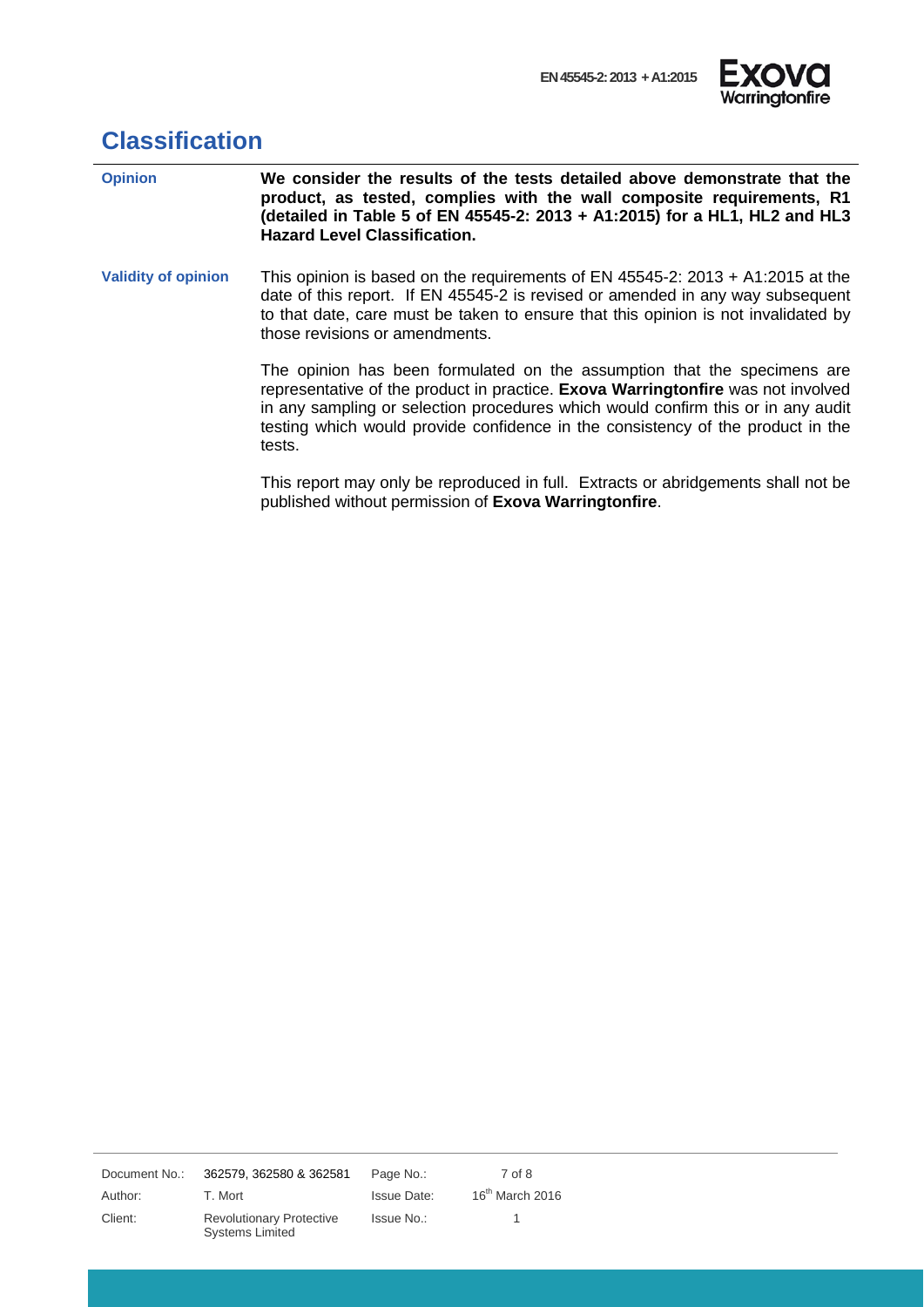# Classification

**Opinion**

**We consider the results of the tests detailed above demonstrate that the product, as tested, complies with the wall composite requirements, R1 (detailed in Table 5 of EN 45545-2: 2013 + A1:2015) for a HL1, HL2 and HL3 Hazard Level Classification.**

**Validity of opinion**

This opinion is based on the requirements of EN 45545-2: 2013 + A1:2015 at the date of this report. If EN 45545-2 is revised or amended in any way subsequent to that date, care must be taken to ensure that this opinion is not invalidated by those revisions or amendments.

The opinion has been formulated on the assumption that the specimens are representative of the product in practice. **Exova Warringtonfire** was not involved in any sampling or selection procedures which would confirm this or in any audit testing which would provide confidence in the consistency of the product in the tests.

This report may only be reproduced in full. Extracts or abridgements shall not be published without permission of **Exova Warringtonfire**.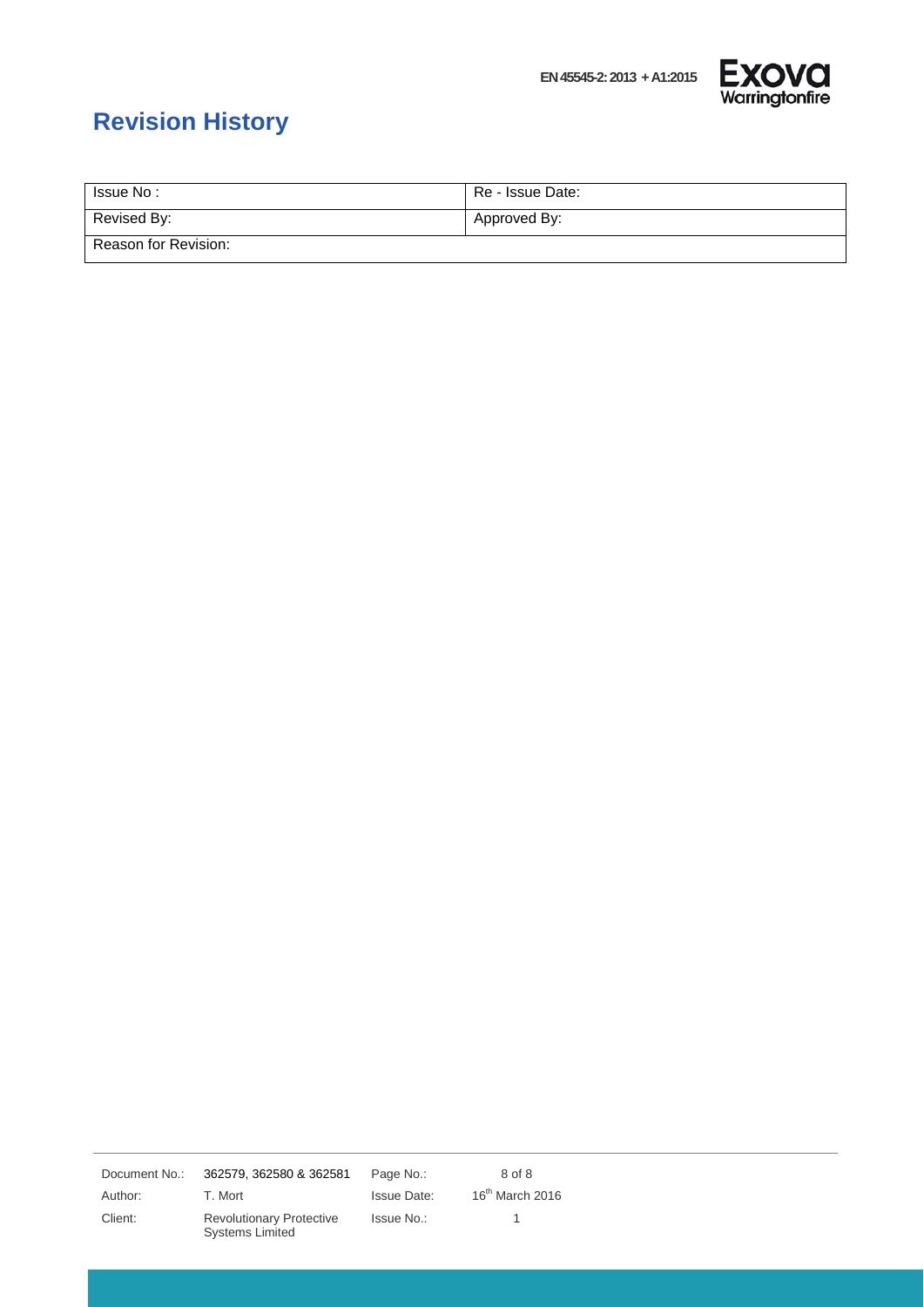# Revision History

| | |
|---|---|
| Issue No : | Re - Issue Date: |
| Revised By: | Approved By: |
| Reason for Revision: | |